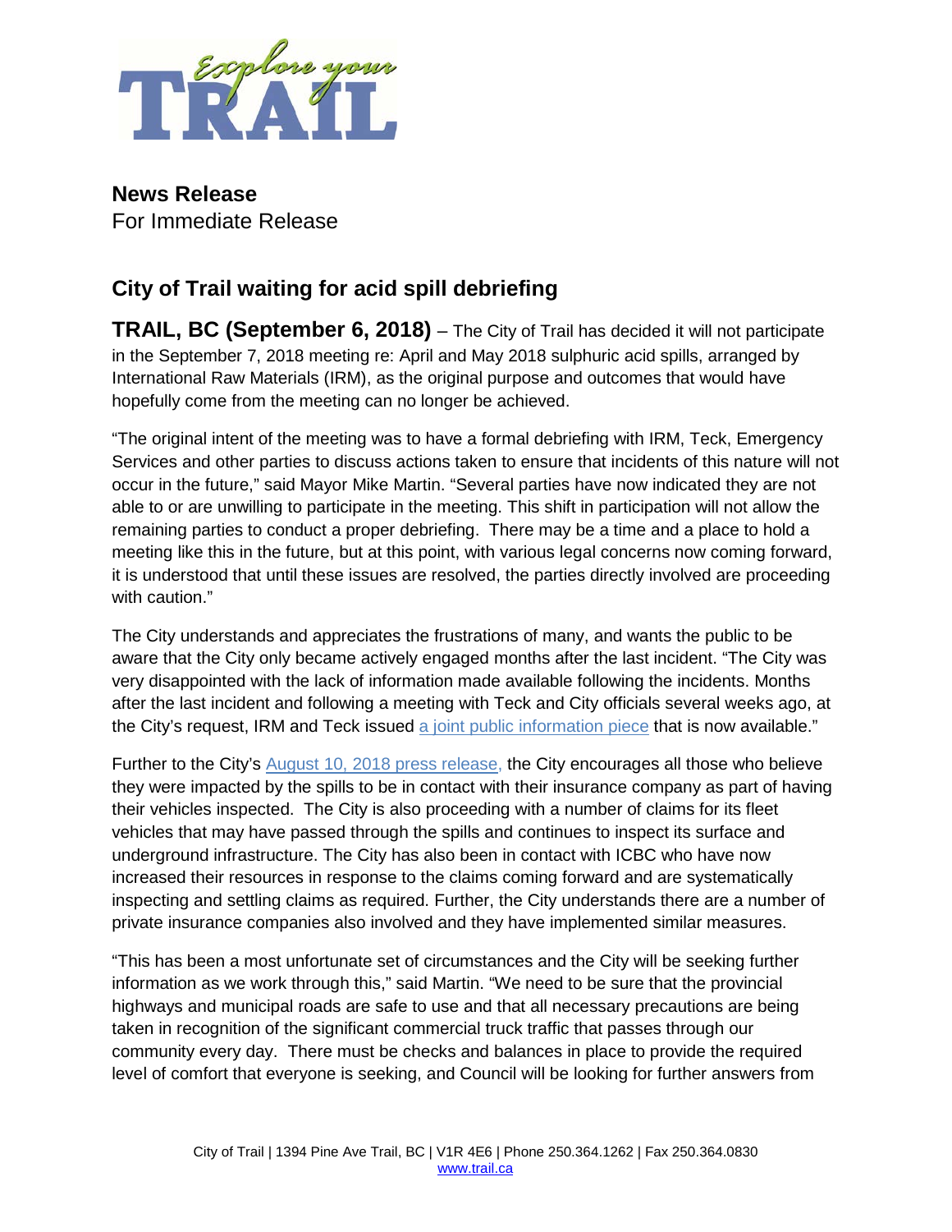Explore your TRAIL

**News Release**
For Immediate Release

## City of Trail waiting for acid spill debriefing

**TRAIL, BC (September 6, 2018)** – The City of Trail has decided it will not participate in the September 7, 2018 meeting re: April and May 2018 sulphuric acid spills, arranged by International Raw Materials (IRM), as the original purpose and outcomes that would have hopefully come from the meeting can no longer be achieved.

"The original intent of the meeting was to have a formal debriefing with IRM, Teck, Emergency Services and other parties to discuss actions taken to ensure that incidents of this nature will not occur in the future," said Mayor Mike Martin. "Several parties have now indicated they are not able to or are unwilling to participate in the meeting. This shift in participation will not allow the remaining parties to conduct a proper debriefing. There may be a time and a place to hold a meeting like this in the future, but at this point, with various legal concerns now coming forward, it is understood that until these issues are resolved, the parties directly involved are proceeding with caution."

The City understands and appreciates the frustrations of many, and wants the public to be aware that the City only became actively engaged months after the last incident. "The City was very disappointed with the lack of information made available following the incidents. Months after the last incident and following a meeting with Teck and City officials several weeks ago, at the City's request, IRM and Teck issued a joint public information piece that is now available."

Further to the City's August 10, 2018 press release, the City encourages all those who believe they were impacted by the spills to be in contact with their insurance company as part of having their vehicles inspected. The City is also proceeding with a number of claims for its fleet vehicles that may have passed through the spills and continues to inspect its surface and underground infrastructure. The City has also been in contact with ICBC who have now increased their resources in response to the claims coming forward and are systematically inspecting and settling claims as required. Further, the City understands there are a number of private insurance companies also involved and they have implemented similar measures.

"This has been a most unfortunate set of circumstances and the City will be seeking further information as we work through this," said Martin. "We need to be sure that the provincial highways and municipal roads are safe to use and that all necessary precautions are being taken in recognition of the significant commercial truck traffic that passes through our community every day. There must be checks and balances in place to provide the required level of comfort that everyone is seeking, and Council will be looking for further answers from

City of Trail | 1394 Pine Ave Trail, BC | V1R 4E6 | Phone 250.364.1262 | Fax 250.364.0830
www.trail.ca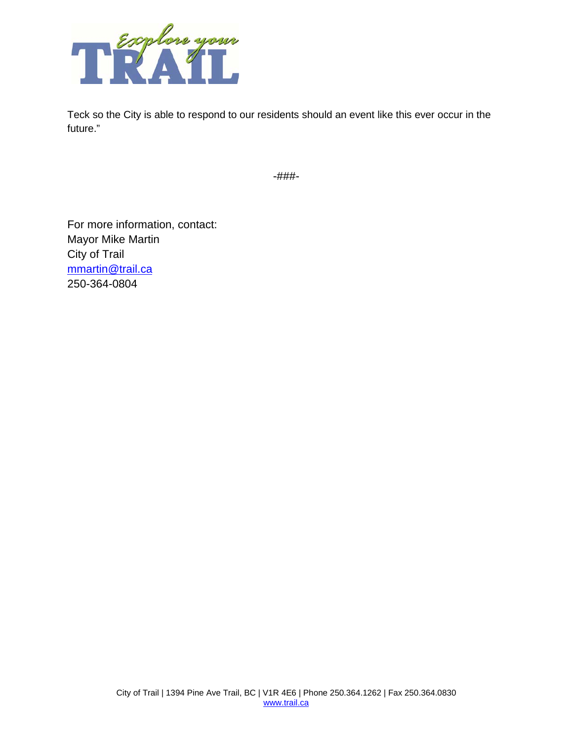Teck so the City is able to respond to our residents should an event like this ever occur in the future."

-###-

For more information, contact:
Mayor Mike Martin
City of Trail
mmartin@trail.ca
250-364-0804